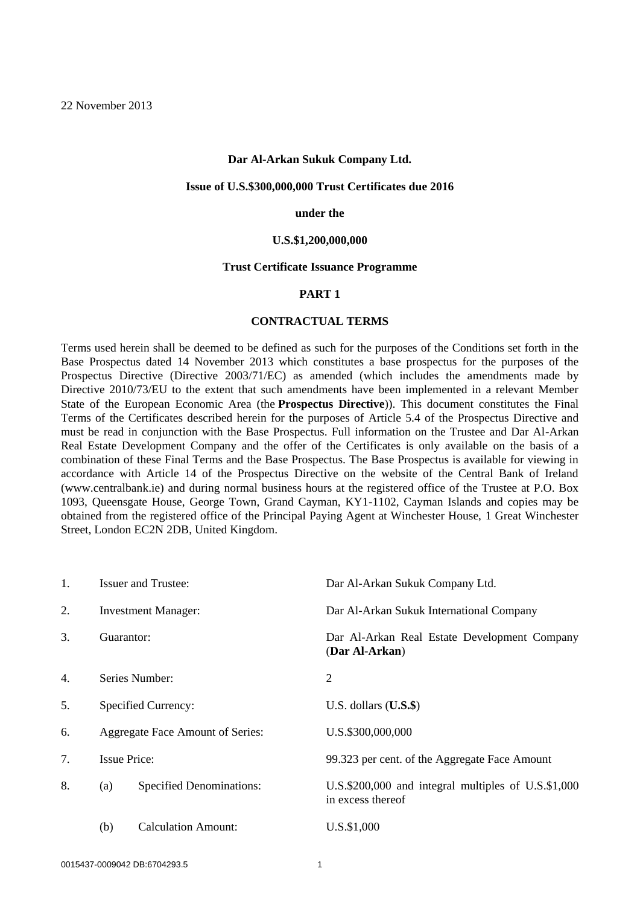22 November 2013

**Dar Al-Arkan Sukuk Company Ltd.**

**Issue of U.S.$300,000,000 Trust Certificates due 2016**

**under the**

**U.S.$1,200,000,000**

**Trust Certificate Issuance Programme**

**PART 1**

**CONTRACTUAL TERMS**

Terms used herein shall be deemed to be defined as such for the purposes of the Conditions set forth in the Base Prospectus dated 14 November 2013 which constitutes a base prospectus for the purposes of the Prospectus Directive (Directive 2003/71/EC) as amended (which includes the amendments made by Directive 2010/73/EU to the extent that such amendments have been implemented in a relevant Member State of the European Economic Area (the **Prospectus Directive**)). This document constitutes the Final Terms of the Certificates described herein for the purposes of Article 5.4 of the Prospectus Directive and must be read in conjunction with the Base Prospectus. Full information on the Trustee and Dar Al-Arkan Real Estate Development Company and the offer of the Certificates is only available on the basis of a combination of these Final Terms and the Base Prospectus. The Base Prospectus is available for viewing in accordance with Article 14 of the Prospectus Directive on the website of the Central Bank of Ireland (www.centralbank.ie) and during normal business hours at the registered office of the Trustee at P.O. Box 1093, Queensgate House, George Town, Grand Cayman, KY1-1102, Cayman Islands and copies may be obtained from the registered office of the Principal Paying Agent at Winchester House, 1 Great Winchester Street, London EC2N 2DB, United Kingdom.

| | | |
|---|---|---|
| 1. | Issuer and Trustee: | Dar Al-Arkan Sukuk Company Ltd. |
| 2. | Investment Manager: | Dar Al-Arkan Sukuk International Company |
| 3. | Guarantor: | Dar Al-Arkan Real Estate Development Company (**Dar Al-Arkan**) |
| 4. | Series Number: | 2 |
| 5. | Specified Currency: | U.S. dollars (**U.S.$**) |
| 6. | Aggregate Face Amount of Series: | U.S.$300,000,000 |
| 7. | Issue Price: | 99.323 per cent. of the Aggregate Face Amount |
| 8. | (a) Specified Denominations: | U.S.$200,000 and integral multiples of U.S.$1,000 in excess thereof |
| | (b) Calculation Amount: | U.S.$1,000 |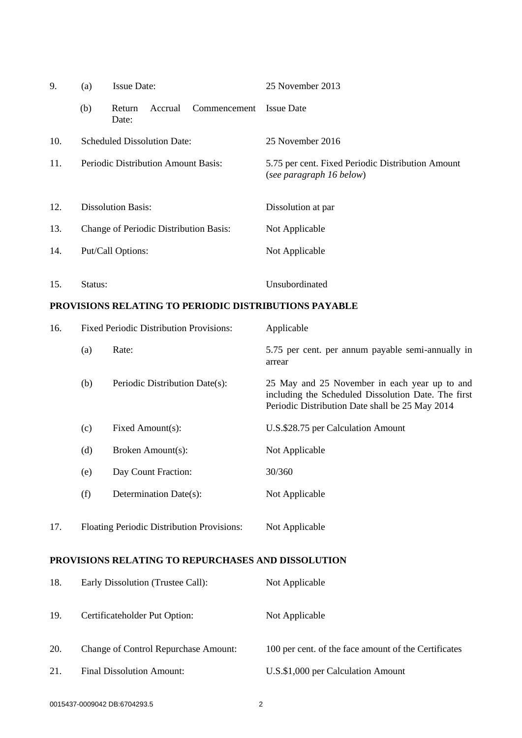| | | | |
|---|---|---|---|
| 9. | (a) | Issue Date: | 25 November 2013 |
| | (b) | Return Accrual Commencement Date: | Issue Date |
| 10. | | Scheduled Dissolution Date: | 25 November 2016 |
| 11. | | Periodic Distribution Amount Basis: | 5.75 per cent. Fixed Periodic Distribution Amount (*see paragraph 16 below*) |
| 12. | | Dissolution Basis: | Dissolution at par |
| 13. | | Change of Periodic Distribution Basis: | Not Applicable |
| 14. | | Put/Call Options: | Not Applicable |
| 15. | | Status: | Unsubordinated |

**PROVISIONS RELATING TO PERIODIC DISTRIBUTIONS PAYABLE**

| | | | |
|---|---|---|---|
| 16. | | Fixed Periodic Distribution Provisions: | Applicable |
| | (a) | Rate: | 5.75 per cent. per annum payable semi-annually in arrear |
| | (b) | Periodic Distribution Date(s): | 25 May and 25 November in each year up to and including the Scheduled Dissolution Date. The first Periodic Distribution Date shall be 25 May 2014 |
| | (c) | Fixed Amount(s): | U.S.$28.75 per Calculation Amount |
| | (d) | Broken Amount(s): | Not Applicable |
| | (e) | Day Count Fraction: | 30/360 |
| | (f) | Determination Date(s): | Not Applicable |
| 17. | | Floating Periodic Distribution Provisions: | Not Applicable |

**PROVISIONS RELATING TO REPURCHASES AND DISSOLUTION**

| | | |
|---|---|---|
| 18. | Early Dissolution (Trustee Call): | Not Applicable |
| 19. | Certificateholder Put Option: | Not Applicable |
| 20. | Change of Control Repurchase Amount: | 100 per cent. of the face amount of the Certificates |
| 21. | Final Dissolution Amount: | U.S.$1,000 per Calculation Amount |

0015437-0009042 DB:6704293.5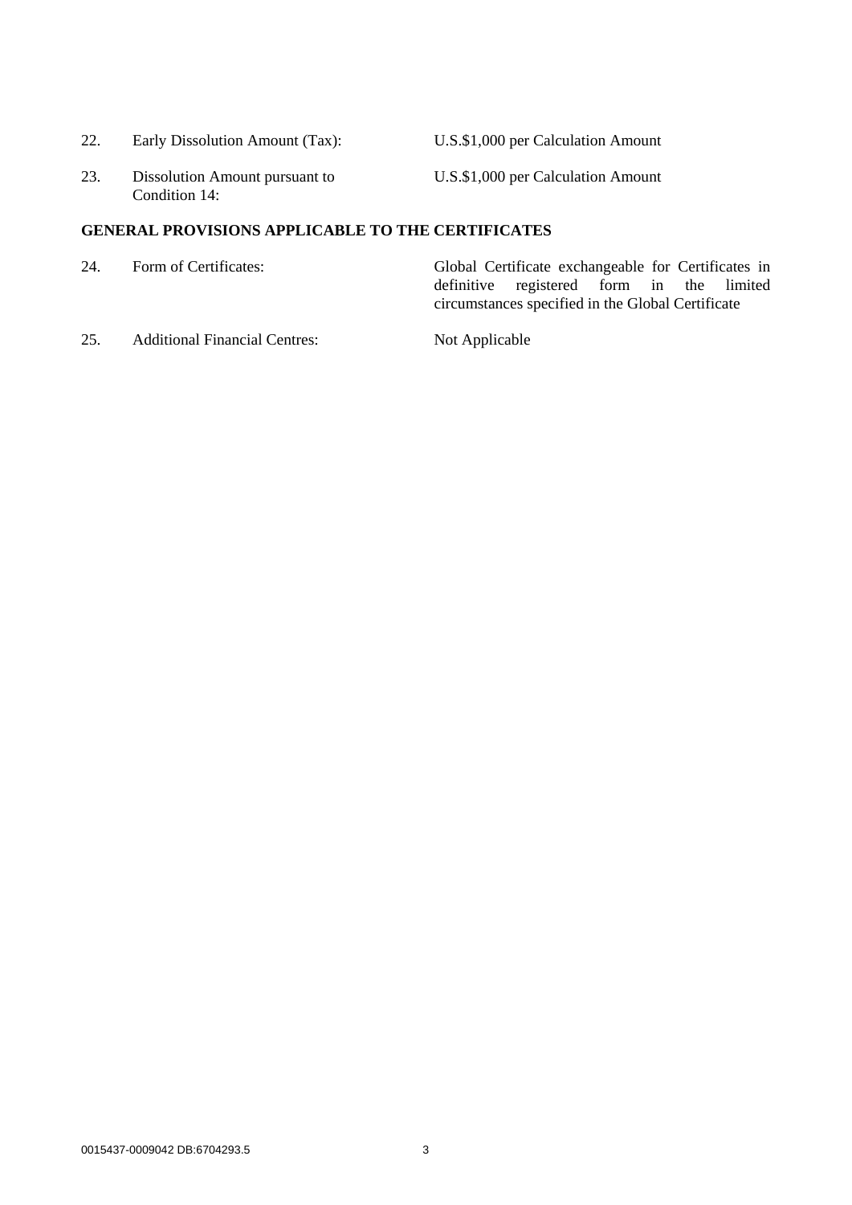| | | |
|---|---|---|
| 22. | Early Dissolution Amount (Tax): | U.S.$1,000 per Calculation Amount |
| 23. | Dissolution Amount pursuant to Condition 14: | U.S.$1,000 per Calculation Amount |

**GENERAL PROVISIONS APPLICABLE TO THE CERTIFICATES**

| | | |
|---|---|---|
| 24. | Form of Certificates: | Global Certificate exchangeable for Certificates in definitive registered form in the limited circumstances specified in the Global Certificate |
| 25. | Additional Financial Centres: | Not Applicable |

0015437-0009042 DB:6704293.5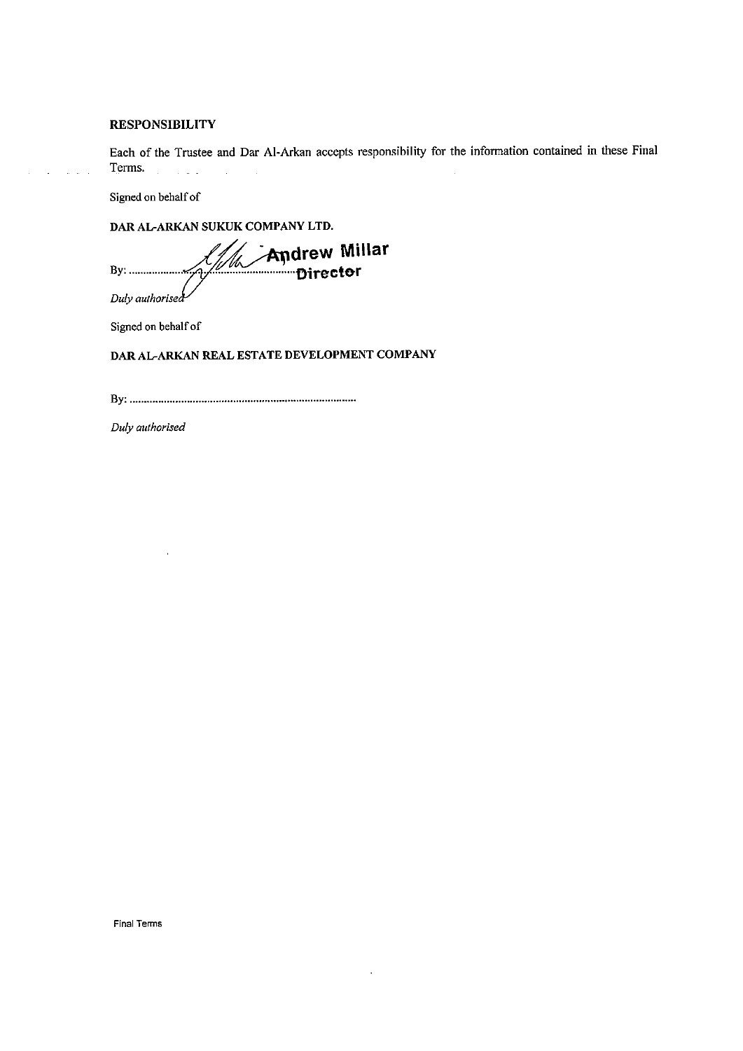**RESPONSIBILITY**

Each of the Trustee and Dar Al-Arkan accepts responsibility for the information contained in these Final Terms.

Signed on behalf of

**DAR AL-ARKAN SUKUK COMPANY LTD.**

By: ........................................................ Andrew Millar
Director

*Duly authorised*

Signed on behalf of

**DAR AL-ARKAN REAL ESTATE DEVELOPMENT COMPANY**

By: ........................................................................................

*Duly authorised*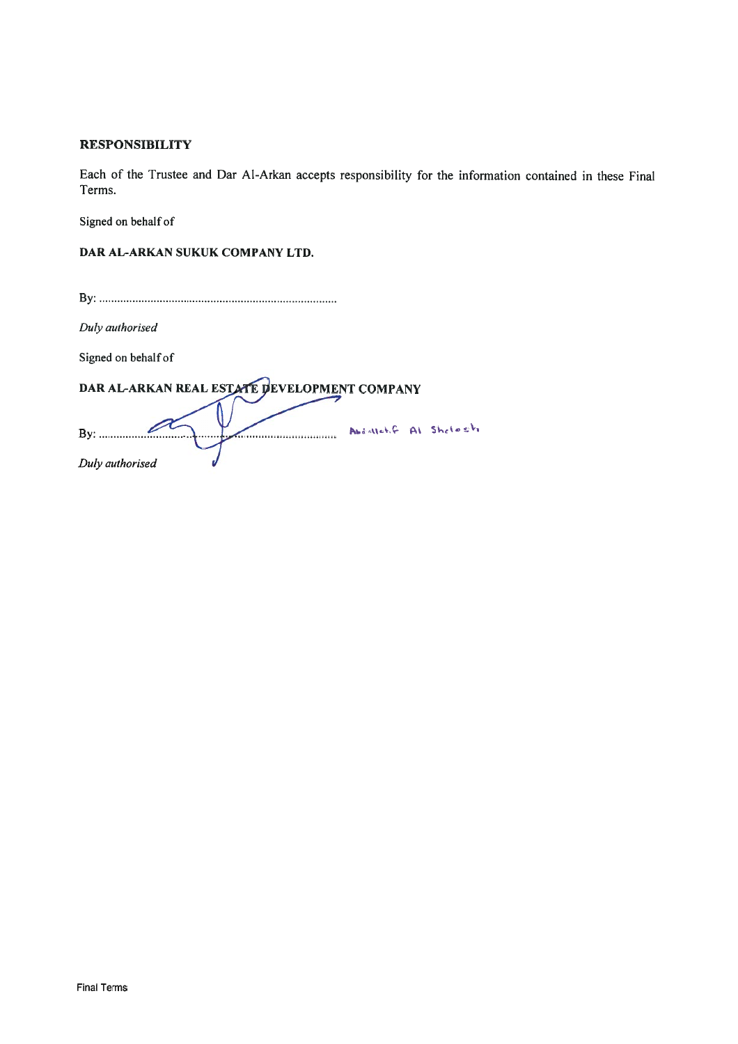**RESPONSIBILITY**

Each of the Trustee and Dar Al-Arkan accepts responsibility for the information contained in these Final Terms.

Signed on behalf of

**DAR AL-ARKAN SUKUK COMPANY LTD.**

By: ..............................................................................

*Duly authorised*

Signed on behalf of

**DAR AL-ARKAN REAL ESTATE DEVELOPMENT COMPANY**

By: .............................................................................. Abdallatif Al Shelash

*Duly authorised*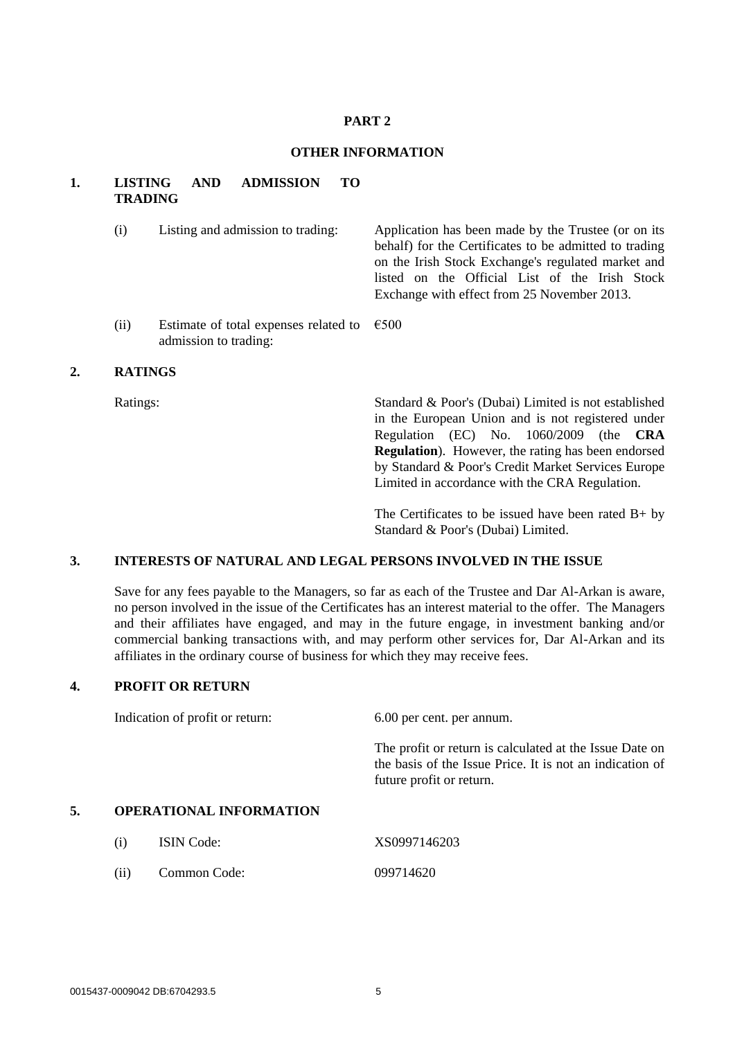# PART 2

## OTHER INFORMATION

### 1. LISTING AND ADMISSION TO TRADING

| | | |
|---|---|---|
| (i) | Listing and admission to trading: | Application has been made by the Trustee (or on its behalf) for the Certificates to be admitted to trading on the Irish Stock Exchange's regulated market and listed on the Official List of the Irish Stock Exchange with effect from 25 November 2013. |
| (ii) | Estimate of total expenses related to admission to trading: | €500 |

### 2. RATINGS

| | |
|---|---|
| Ratings: | Standard & Poor's (Dubai) Limited is not established in the European Union and is not registered under Regulation (EC) No. 1060/2009 (the **CRA Regulation**). However, the rating has been endorsed by Standard & Poor's Credit Market Services Europe Limited in accordance with the CRA Regulation.<br><br>The Certificates to be issued have been rated B+ by Standard & Poor's (Dubai) Limited. |

### 3. INTERESTS OF NATURAL AND LEGAL PERSONS INVOLVED IN THE ISSUE

Save for any fees payable to the Managers, so far as each of the Trustee and Dar Al-Arkan is aware, no person involved in the issue of the Certificates has an interest material to the offer. The Managers and their affiliates have engaged, and may in the future engage, in investment banking and/or commercial banking transactions with, and may perform other services for, Dar Al-Arkan and its affiliates in the ordinary course of business for which they may receive fees.

### 4. PROFIT OR RETURN

| | |
|---|---|
| Indication of profit or return: | 6.00 per cent. per annum.<br><br>The profit or return is calculated at the Issue Date on the basis of the Issue Price. It is not an indication of future profit or return. |

### 5. OPERATIONAL INFORMATION

| | | |
|---|---|---|
| (i) | ISIN Code: | XS0997146203 |
| (ii) | Common Code: | 099714620 |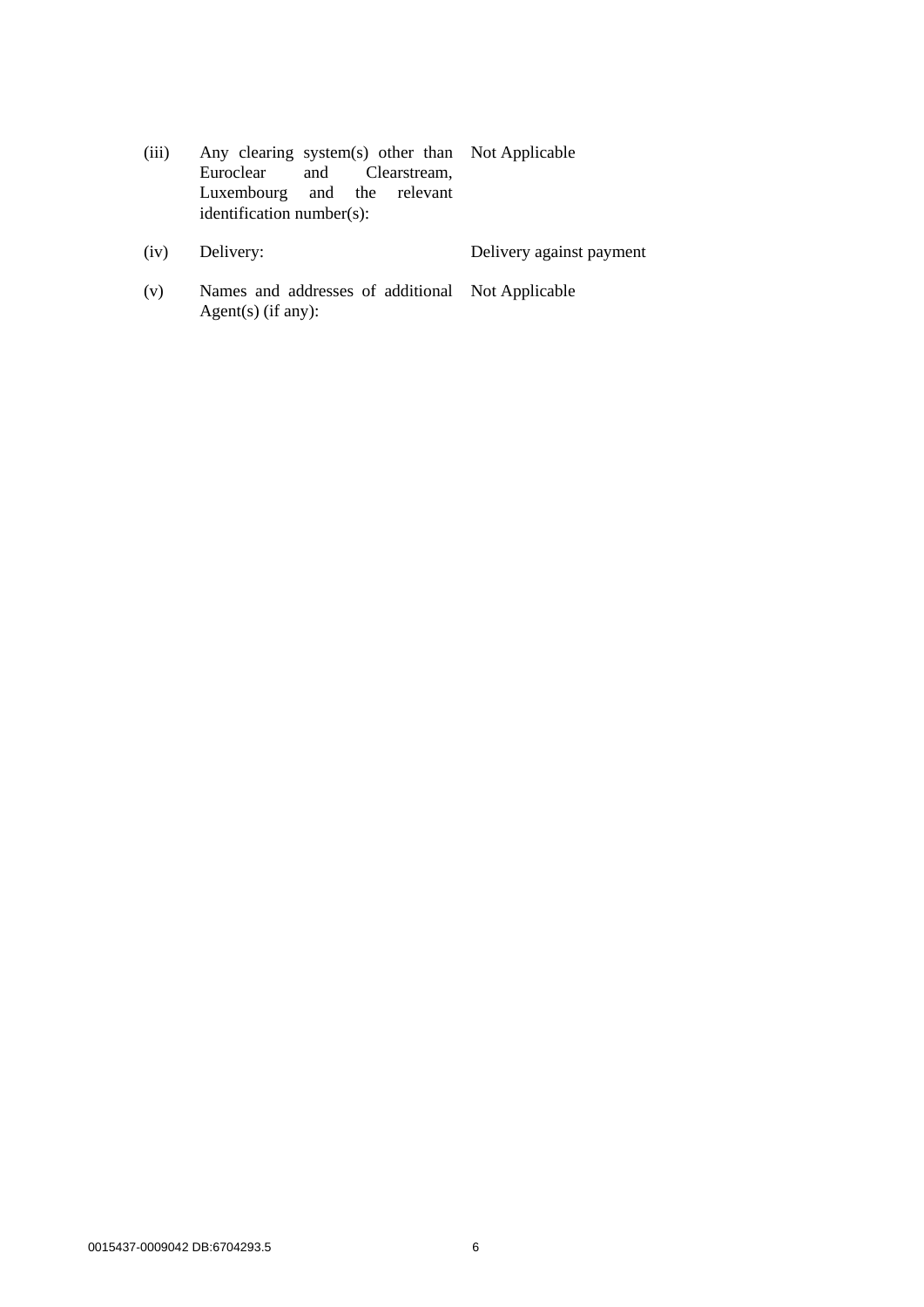| | | |
|---|---|---|
| (iii) | Any clearing system(s) other than Euroclear and Clearstream, Luxembourg and the relevant identification number(s): | Not Applicable |
| (iv) | Delivery: | Delivery against payment |
| (v) | Names and addresses of additional Agent(s) (if any): | Not Applicable |

0015437-0009042 DB:6704293.5